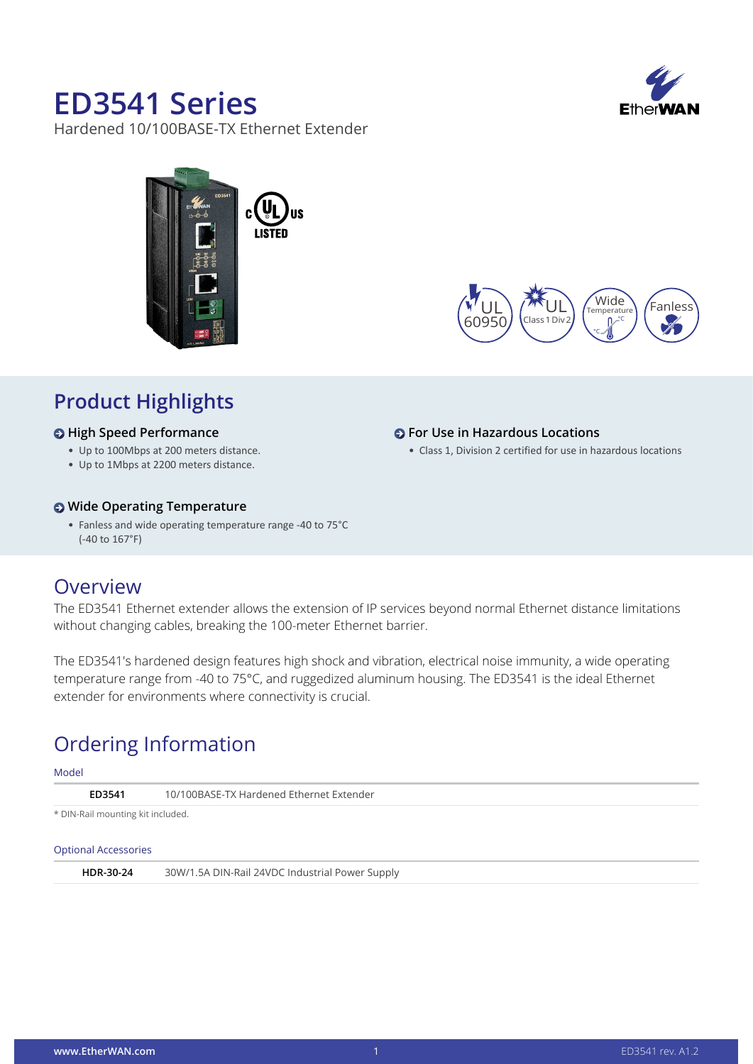# ED3541 Series

Hardened 10/100BASE-TX Ethernet Extender

## Product Highlights

### High Speed Performance

- Up to 100Mbps at 200 meters distance.
- Up to 1Mbps at 2200 meters distance.

### Wide Operating Temperature

- Fanless and wide operating temperature range -40 to 75°C (-40 to 167°F)

### For Use in Hazardous Locations

- Class 1, Division 2 certified for use in hazardous locations

## Overview

The ED3541 Ethernet extender allows the extension of IP services beyond normal Ethernet distance limitations without changing cables, breaking the 100-meter Ethernet barrier.

The ED3541's hardened design features high shock and vibration, electrical noise immunity, a wide operating temperature range from -40 to 75°C, and ruggedized aluminum housing. The ED3541 is the ideal Ethernet extender for environments where connectivity is crucial.

## Ordering Information

Model

| | |
|---|---|
| **ED3541** | 10/100BASE-TX Hardened Ethernet Extender |

* DIN-Rail mounting kit included.

Optional Accessories

| | |
|---|---|
| **HDR-30-24** | 30W/1.5A DIN-Rail 24VDC Industrial Power Supply |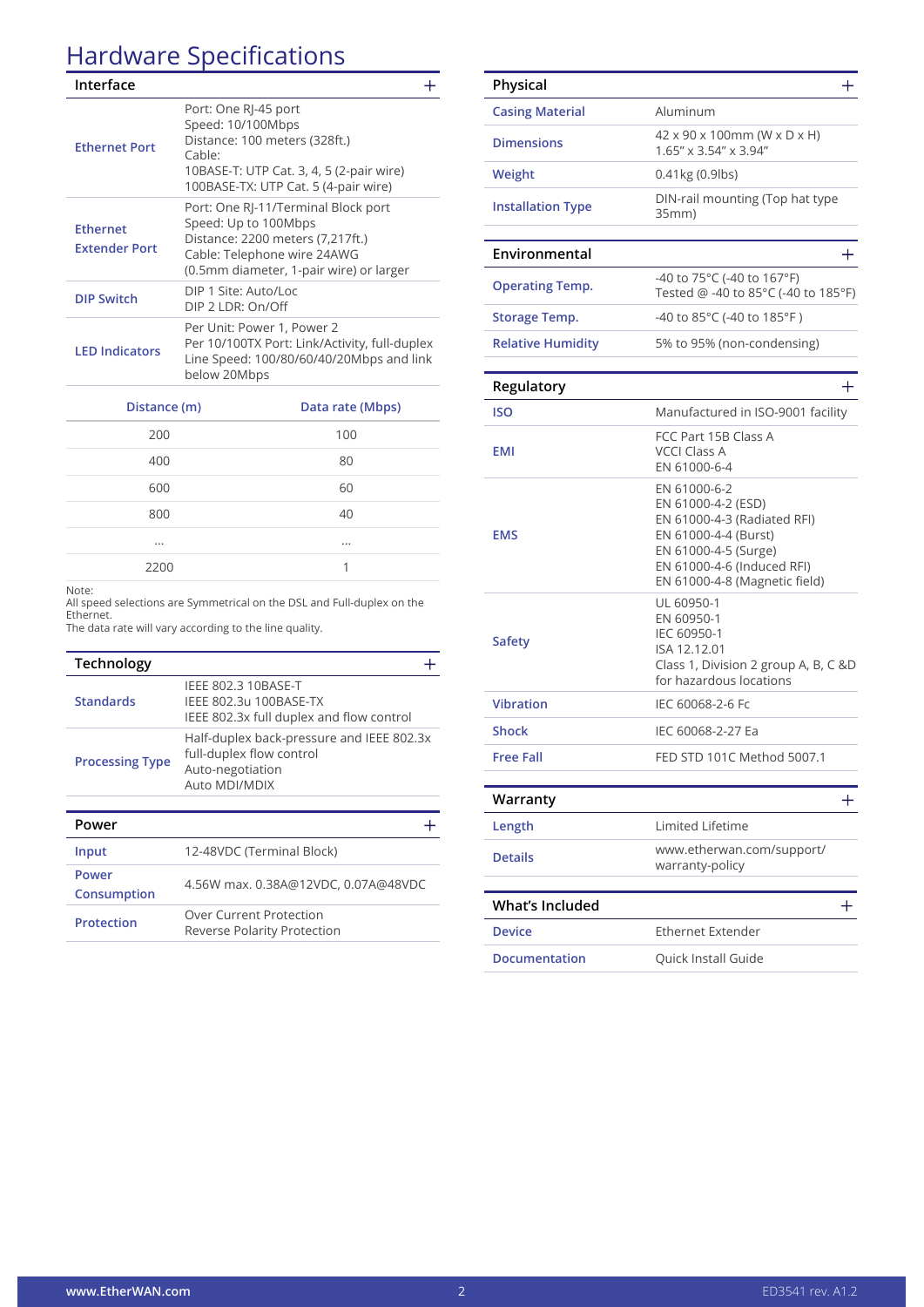# Hardware Specifications

## Interface

| | |
|---|---|
| **Ethernet Port** | Port: One RJ-45 port<br>Speed: 10/100Mbps<br>Distance: 100 meters (328ft.)<br>Cable:<br>10BASE-T: UTP Cat. 3, 4, 5 (2-pair wire)<br>100BASE-TX: UTP Cat. 5 (4-pair wire) |
| **Ethernet Extender Port** | Port: One RJ-11/Terminal Block port<br>Speed: Up to 100Mbps<br>Distance: 2200 meters (7,217ft.)<br>Cable: Telephone wire 24AWG<br>(0.5mm diameter, 1-pair wire) or larger |
| **DIP Switch** | DIP 1 Site: Auto/Loc<br>DIP 2 LDR: On/Off |
| **LED Indicators** | Per Unit: Power 1, Power 2<br>Per 10/100TX Port: Link/Activity, full-duplex<br>Line Speed: 100/80/60/40/20Mbps and link below 20Mbps |

| Distance (m) | Data rate (Mbps) |
|---|---|
| 200 | 100 |
| 400 | 80 |
| 600 | 60 |
| 800 | 40 |
| ... | ... |
| 2200 | 1 |

Note:
All speed selections are Symmetrical on the DSL and Full-duplex on the Ethernet.
The data rate will vary according to the line quality.

## Technology

| | |
|---|---|
| **Standards** | IEEE 802.3 10BASE-T<br>IEEE 802.3u 100BASE-TX<br>IEEE 802.3x full duplex and flow control |
| **Processing Type** | Half-duplex back-pressure and IEEE 802.3x full-duplex flow control<br>Auto-negotiation<br>Auto MDI/MDIX |

## Power

| | |
|---|---|
| **Input** | 12-48VDC (Terminal Block) |
| **Power Consumption** | 4.56W max. 0.38A@12VDC, 0.07A@48VDC |
| **Protection** | Over Current Protection<br>Reverse Polarity Protection |

## Physical

| | |
|---|---|
| **Casing Material** | Aluminum |
| **Dimensions** | 42 x 90 x 100mm (W x D x H)<br>1.65" x 3.54" x 3.94" |
| **Weight** | 0.41kg (0.9lbs) |
| **Installation Type** | DIN-rail mounting (Top hat type 35mm) |

## Environmental

| | |
|---|---|
| **Operating Temp.** | -40 to 75°C (-40 to 167°F)<br>Tested @ -40 to 85°C (-40 to 185°F) |
| **Storage Temp.** | -40 to 85°C (-40 to 185°F ) |
| **Relative Humidity** | 5% to 95% (non-condensing) |

## Regulatory

| | |
|---|---|
| **ISO** | Manufactured in ISO-9001 facility |
| **EMI** | FCC Part 15B Class A<br>VCCI Class A<br>EN 61000-6-4 |
| **EMS** | EN 61000-6-2<br>EN 61000-4-2 (ESD)<br>EN 61000-4-3 (Radiated RFI)<br>EN 61000-4-4 (Burst)<br>EN 61000-4-5 (Surge)<br>EN 61000-4-6 (Induced RFI)<br>EN 61000-4-8 (Magnetic field) |
| **Safety** | UL 60950-1<br>EN 60950-1<br>IEC 60950-1<br>ISA 12.12.01<br>Class 1, Division 2 group A, B, C &D for hazardous locations |
| **Vibration** | IEC 60068-2-6 Fc |
| **Shock** | IEC 60068-2-27 Ea |
| **Free Fall** | FED STD 101C Method 5007.1 |

## Warranty

| | |
|---|---|
| **Length** | Limited Lifetime |
| **Details** | www.etherwan.com/support/warranty-policy |

## What's Included

| | |
|---|---|
| **Device** | Ethernet Extender |
| **Documentation** | Quick Install Guide |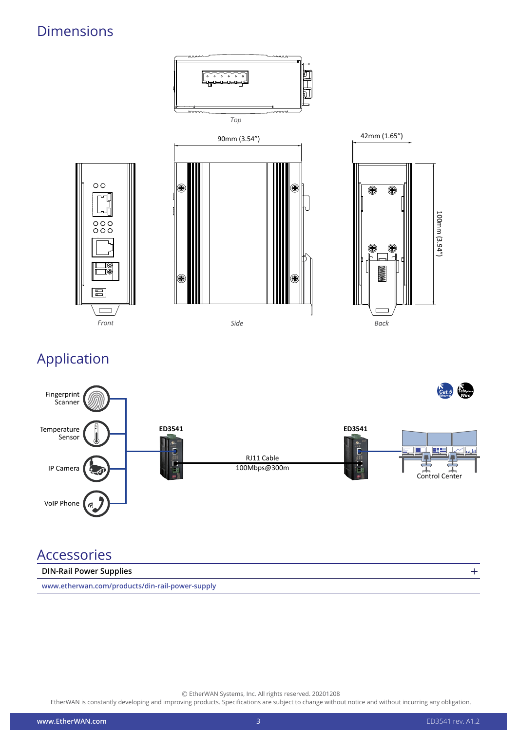## Dimensions

Top

90mm (3.54")

42mm (1.65")

100mm (3.94")

Front

Side

Back

## Application

Fingerprint Scanner

Temperature Sensor

IP Camera

VoIP Phone

ED3541

RJ11 Cable
100Mbps@300m

ED3541

Control Center

Cat.5 Ethernet

Telephone Wire

## Accessories

**DIN-Rail Power Supplies**

www.etherwan.com/products/din-rail-power-supply

© EtherWAN Systems, Inc. All rights reserved. 20201208

EtherWAN is constantly developing and improving products. Specifications are subject to change without notice and without incurring any obligation.